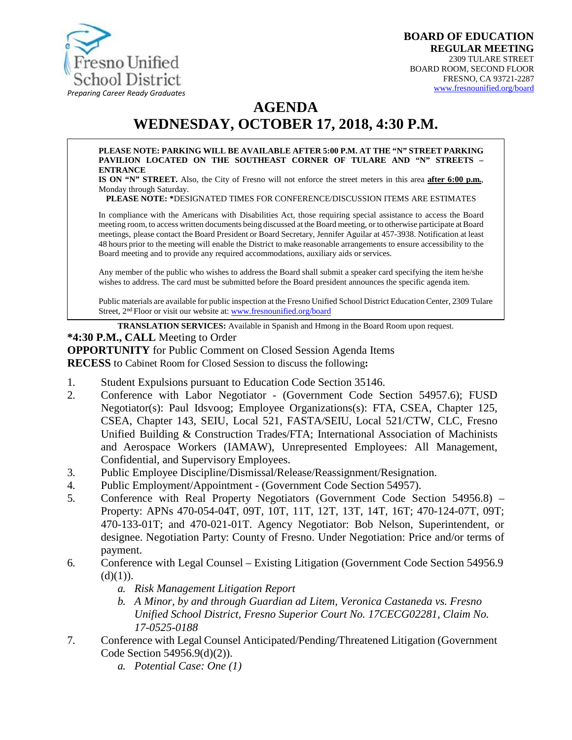Fresno Unified School District
*Preparing Career Ready Graduates*

**BOARD OF EDUCATION**
**REGULAR MEETING**
2309 TULARE STREET
BOARD ROOM, SECOND FLOOR
FRESNO, CA 93721-2287
www.fresnounified.org/board

# AGENDA
# WEDNESDAY, OCTOBER 17, 2018, 4:30 P.M.

**PLEASE NOTE: PARKING WILL BE AVAILABLE AFTER 5:00 P.M. AT THE "N" STREET PARKING PAVILION LOCATED ON THE SOUTHEAST CORNER OF TULARE AND "N" STREETS – ENTRANCE IS ON "N" STREET.** Also, the City of Fresno will not enforce the street meters in this area **after 6:00 p.m.**, Monday through Saturday.

**PLEASE NOTE:** *DESIGNATED TIMES FOR CONFERENCE/DISCUSSION ITEMS ARE ESTIMATES

In compliance with the Americans with Disabilities Act, those requiring special assistance to access the Board meeting room, to access written documents being discussed at the Board meeting, or to otherwise participate at Board meetings, please contact the Board President or Board Secretary, Jennifer Aguilar at 457-3938. Notification at least 48 hours prior to the meeting will enable the District to make reasonable arrangements to ensure accessibility to the Board meeting and to provide any required accommodations, auxiliary aids or services.

Any member of the public who wishes to address the Board shall submit a speaker card specifying the item he/she wishes to address. The card must be submitted before the Board president announces the specific agenda item.

Public materials are available for public inspection at the Fresno Unified School District Education Center, 2309 Tulare Street, 2nd Floor or visit our website at: www.fresnounified.org/board

**TRANSLATION SERVICES:** Available in Spanish and Hmong in the Board Room upon request.

**\*4:30 P.M., CALL** Meeting to Order
**OPPORTUNITY** for Public Comment on Closed Session Agenda Items
**RECESS** to Cabinet Room for Closed Session to discuss the following**:**

1. Student Expulsions pursuant to Education Code Section 35146.
2. Conference with Labor Negotiator - (Government Code Section 54957.6); FUSD Negotiator(s): Paul Idsvoog; Employee Organizations(s): FTA, CSEA, Chapter 125, CSEA, Chapter 143, SEIU, Local 521, FASTA/SEIU, Local 521/CTW, CLC, Fresno Unified Building & Construction Trades/FTA; International Association of Machinists and Aerospace Workers (IAMAW), Unrepresented Employees: All Management, Confidential, and Supervisory Employees.
3. Public Employee Discipline/Dismissal/Release/Reassignment/Resignation.
4. Public Employment/Appointment - (Government Code Section 54957).
5. Conference with Real Property Negotiators (Government Code Section 54956.8) – Property: APNs 470-054-04T, 09T, 10T, 11T, 12T, 13T, 14T, 16T; 470-124-07T, 09T; 470-133-01T; and 470-021-01T. Agency Negotiator: Bob Nelson, Superintendent, or designee. Negotiation Party: County of Fresno. Under Negotiation: Price and/or terms of payment.
6. Conference with Legal Counsel – Existing Litigation (Government Code Section 54956.9 (d)(1)).
   a. *Risk Management Litigation Report*
   b. *A Minor, by and through Guardian ad Litem, Veronica Castaneda vs. Fresno Unified School District, Fresno Superior Court No. 17CECG02281, Claim No. 17-0525-0188*
7. Conference with Legal Counsel Anticipated/Pending/Threatened Litigation (Government Code Section 54956.9(d)(2)).
   a. *Potential Case: One (1)*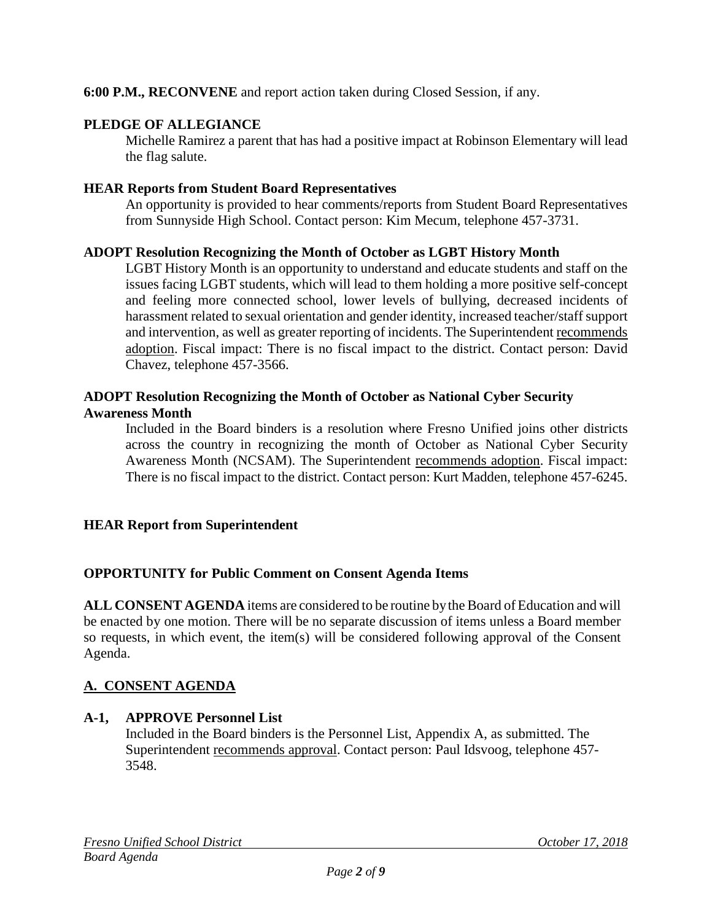**6:00 P.M., RECONVENE** and report action taken during Closed Session, if any.

**PLEDGE OF ALLEGIANCE**

Michelle Ramirez a parent that has had a positive impact at Robinson Elementary will lead the flag salute.

**HEAR Reports from Student Board Representatives**

An opportunity is provided to hear comments/reports from Student Board Representatives from Sunnyside High School. Contact person: Kim Mecum, telephone 457-3731.

**ADOPT Resolution Recognizing the Month of October as LGBT History Month**

LGBT History Month is an opportunity to understand and educate students and staff on the issues facing LGBT students, which will lead to them holding a more positive self-concept and feeling more connected school, lower levels of bullying, decreased incidents of harassment related to sexual orientation and gender identity, increased teacher/staff support and intervention, as well as greater reporting of incidents. The Superintendent recommends adoption. Fiscal impact: There is no fiscal impact to the district. Contact person: David Chavez, telephone 457-3566.

**ADOPT Resolution Recognizing the Month of October as National Cyber Security Awareness Month**

Included in the Board binders is a resolution where Fresno Unified joins other districts across the country in recognizing the month of October as National Cyber Security Awareness Month (NCSAM). The Superintendent recommends adoption. Fiscal impact: There is no fiscal impact to the district. Contact person: Kurt Madden, telephone 457-6245.

**HEAR Report from Superintendent**

**OPPORTUNITY for Public Comment on Consent Agenda Items**

**ALL CONSENT AGENDA** items are considered to be routine by the Board of Education and will be enacted by one motion. There will be no separate discussion of items unless a Board member so requests, in which event, the item(s) will be considered following approval of the Consent Agenda.

## A. CONSENT AGENDA

**A-1, APPROVE Personnel List**

Included in the Board binders is the Personnel List, Appendix A, as submitted. The Superintendent recommends approval. Contact person: Paul Idsvoog, telephone 457-3548.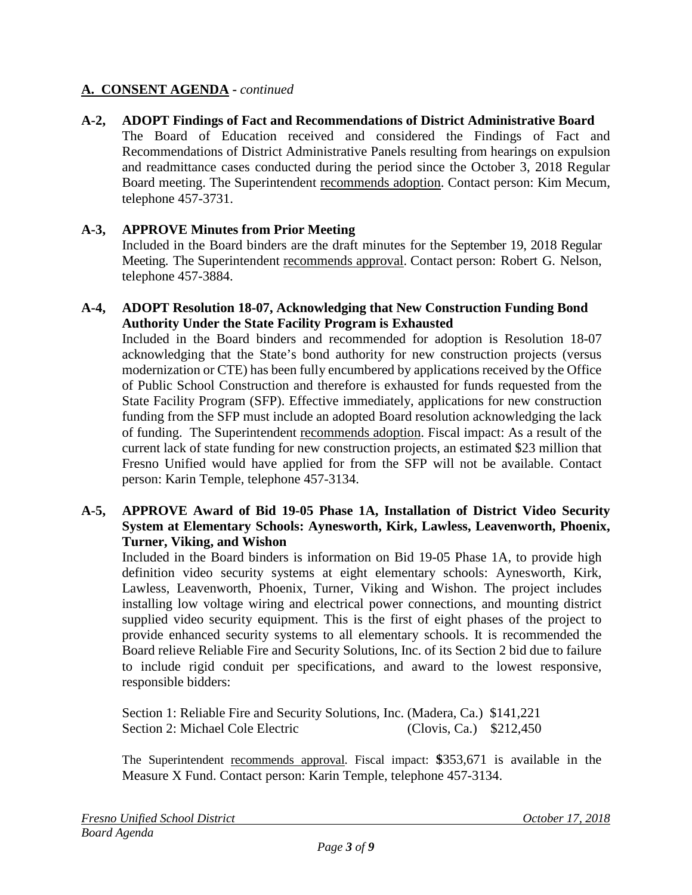## A. CONSENT AGENDA - *continued*

**A-2, ADOPT Findings of Fact and Recommendations of District Administrative Board**

The Board of Education received and considered the Findings of Fact and Recommendations of District Administrative Panels resulting from hearings on expulsion and readmittance cases conducted during the period since the October 3, 2018 Regular Board meeting. The Superintendent recommends adoption. Contact person: Kim Mecum, telephone 457-3731.

**A-3, APPROVE Minutes from Prior Meeting**

Included in the Board binders are the draft minutes for the September 19, 2018 Regular Meeting. The Superintendent recommends approval. Contact person: Robert G. Nelson, telephone 457-3884.

**A-4, ADOPT Resolution 18-07, Acknowledging that New Construction Funding Bond Authority Under the State Facility Program is Exhausted**

Included in the Board binders and recommended for adoption is Resolution 18-07 acknowledging that the State's bond authority for new construction projects (versus modernization or CTE) has been fully encumbered by applications received by the Office of Public School Construction and therefore is exhausted for funds requested from the State Facility Program (SFP). Effective immediately, applications for new construction funding from the SFP must include an adopted Board resolution acknowledging the lack of funding. The Superintendent recommends adoption. Fiscal impact: As a result of the current lack of state funding for new construction projects, an estimated $23 million that Fresno Unified would have applied for from the SFP will not be available. Contact person: Karin Temple, telephone 457-3134.

**A-5, APPROVE Award of Bid 19-05 Phase 1A, Installation of District Video Security System at Elementary Schools: Aynesworth, Kirk, Lawless, Leavenworth, Phoenix, Turner, Viking, and Wishon**

Included in the Board binders is information on Bid 19-05 Phase 1A, to provide high definition video security systems at eight elementary schools: Aynesworth, Kirk, Lawless, Leavenworth, Phoenix, Turner, Viking and Wishon. The project includes installing low voltage wiring and electrical power connections, and mounting district supplied video security equipment. This is the first of eight phases of the project to provide enhanced security systems to all elementary schools. It is recommended the Board relieve Reliable Fire and Security Solutions, Inc. of its Section 2 bid due to failure to include rigid conduit per specifications, and award to the lowest responsive, responsible bidders:

| | | |
|---|---|---|
| Section 1: Reliable Fire and Security Solutions, Inc. | (Madera, Ca.) | $141,221 |
| Section 2: Michael Cole Electric | (Clovis, Ca.) | $212,450 |

The Superintendent recommends approval. Fiscal impact: $353,671 is available in the Measure X Fund. Contact person: Karin Temple, telephone 457-3134.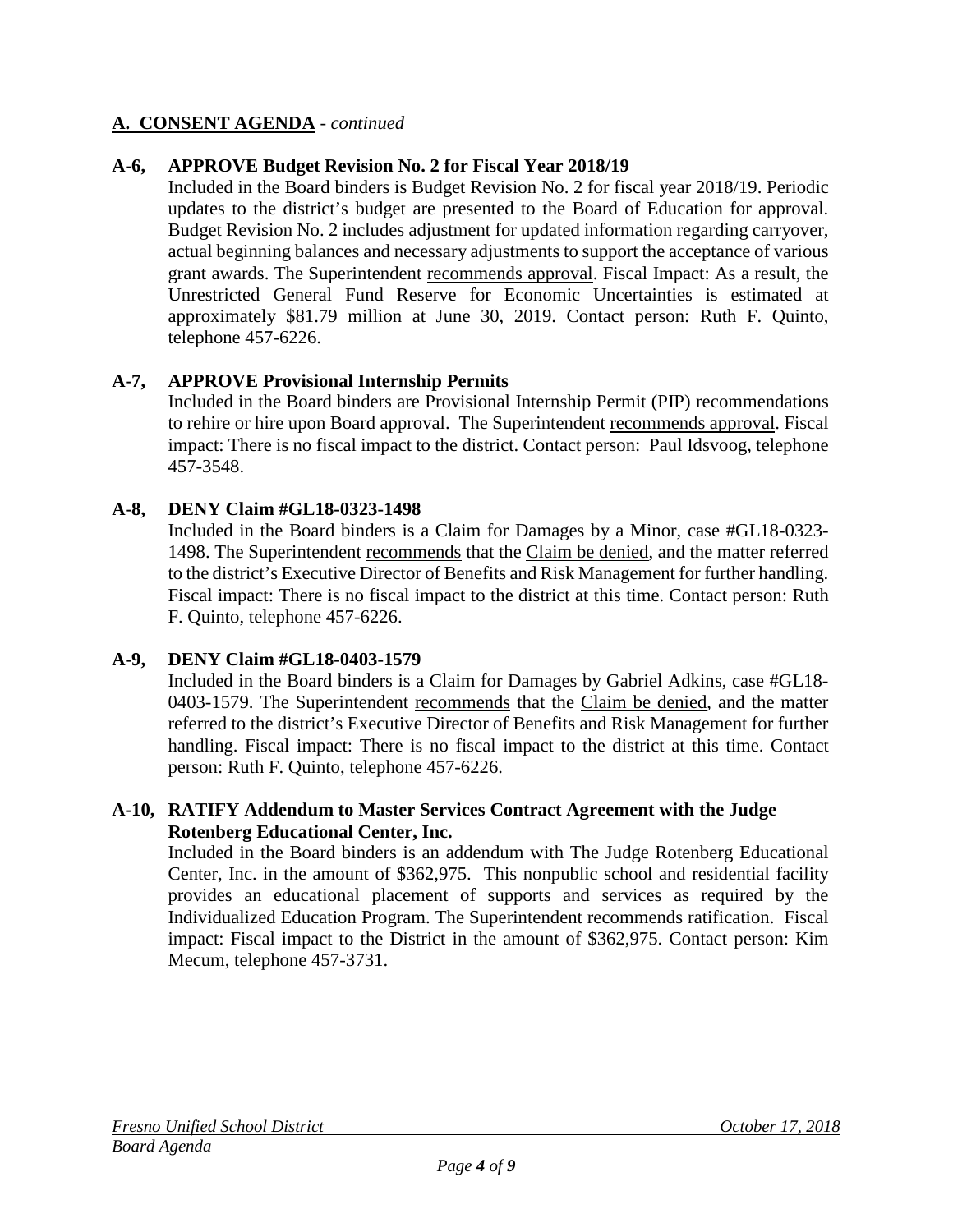## A. CONSENT AGENDA - *continued*

**A-6, APPROVE Budget Revision No. 2 for Fiscal Year 2018/19**

Included in the Board binders is Budget Revision No. 2 for fiscal year 2018/19. Periodic updates to the district's budget are presented to the Board of Education for approval. Budget Revision No. 2 includes adjustment for updated information regarding carryover, actual beginning balances and necessary adjustments to support the acceptance of various grant awards. The Superintendent recommends approval. Fiscal Impact: As a result, the Unrestricted General Fund Reserve for Economic Uncertainties is estimated at approximately $81.79 million at June 30, 2019. Contact person: Ruth F. Quinto, telephone 457-6226.

**A-7, APPROVE Provisional Internship Permits**

Included in the Board binders are Provisional Internship Permit (PIP) recommendations to rehire or hire upon Board approval. The Superintendent recommends approval. Fiscal impact: There is no fiscal impact to the district. Contact person: Paul Idsvoog, telephone 457-3548.

**A-8, DENY Claim #GL18-0323-1498**

Included in the Board binders is a Claim for Damages by a Minor, case #GL18-0323-1498. The Superintendent recommends that the Claim be denied, and the matter referred to the district's Executive Director of Benefits and Risk Management for further handling. Fiscal impact: There is no fiscal impact to the district at this time. Contact person: Ruth F. Quinto, telephone 457-6226.

**A-9, DENY Claim #GL18-0403-1579**

Included in the Board binders is a Claim for Damages by Gabriel Adkins, case #GL18-0403-1579. The Superintendent recommends that the Claim be denied, and the matter referred to the district's Executive Director of Benefits and Risk Management for further handling. Fiscal impact: There is no fiscal impact to the district at this time. Contact person: Ruth F. Quinto, telephone 457-6226.

**A-10, RATIFY Addendum to Master Services Contract Agreement with the Judge Rotenberg Educational Center, Inc.**

Included in the Board binders is an addendum with The Judge Rotenberg Educational Center, Inc. in the amount of $362,975. This nonpublic school and residential facility provides an educational placement of supports and services as required by the Individualized Education Program. The Superintendent recommends ratification. Fiscal impact: Fiscal impact to the District in the amount of $362,975. Contact person: Kim Mecum, telephone 457-3731.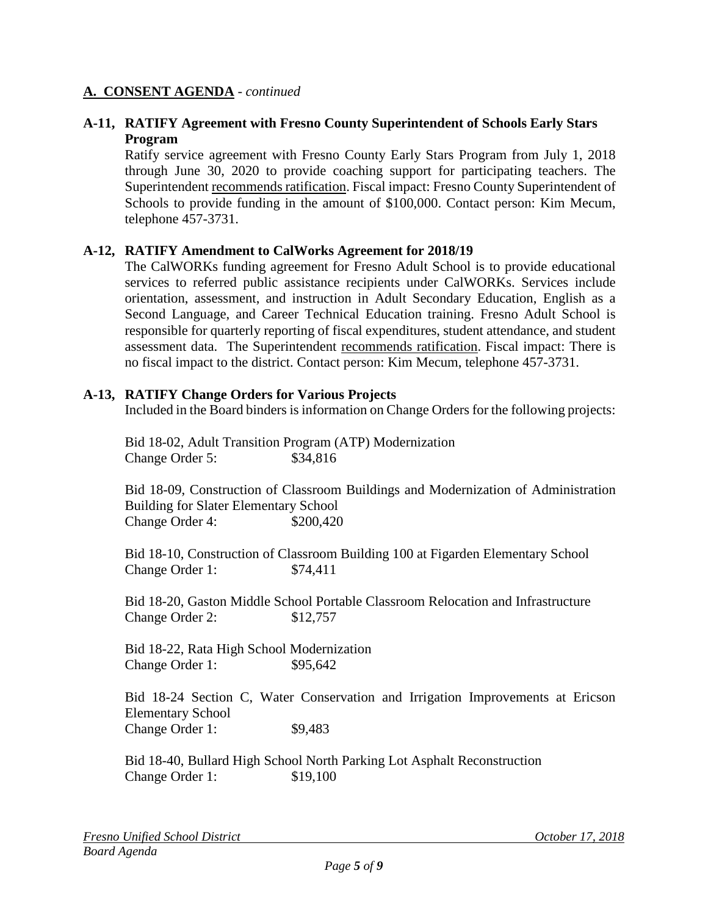## A. CONSENT AGENDA - *continued*

### A-11, RATIFY Agreement with Fresno County Superintendent of Schools Early Stars Program

Ratify service agreement with Fresno County Early Stars Program from July 1, 2018 through June 30, 2020 to provide coaching support for participating teachers. The Superintendent recommends ratification. Fiscal impact: Fresno County Superintendent of Schools to provide funding in the amount of $100,000. Contact person: Kim Mecum, telephone 457-3731.

### A-12, RATIFY Amendment to CalWorks Agreement for 2018/19

The CalWORKs funding agreement for Fresno Adult School is to provide educational services to referred public assistance recipients under CalWORKs. Services include orientation, assessment, and instruction in Adult Secondary Education, English as a Second Language, and Career Technical Education training. Fresno Adult School is responsible for quarterly reporting of fiscal expenditures, student attendance, and student assessment data. The Superintendent recommends ratification. Fiscal impact: There is no fiscal impact to the district. Contact person: Kim Mecum, telephone 457-3731.

### A-13, RATIFY Change Orders for Various Projects

Included in the Board binders is information on Change Orders for the following projects:

Bid 18-02, Adult Transition Program (ATP) Modernization
Change Order 5: $34,816

Bid 18-09, Construction of Classroom Buildings and Modernization of Administration Building for Slater Elementary School
Change Order 4: $200,420

Bid 18-10, Construction of Classroom Building 100 at Figarden Elementary School
Change Order 1: $74,411

Bid 18-20, Gaston Middle School Portable Classroom Relocation and Infrastructure
Change Order 2: $12,757

Bid 18-22, Rata High School Modernization
Change Order 1: $95,642

Bid 18-24 Section C, Water Conservation and Irrigation Improvements at Ericson Elementary School
Change Order 1: $9,483

Bid 18-40, Bullard High School North Parking Lot Asphalt Reconstruction
Change Order 1: $19,100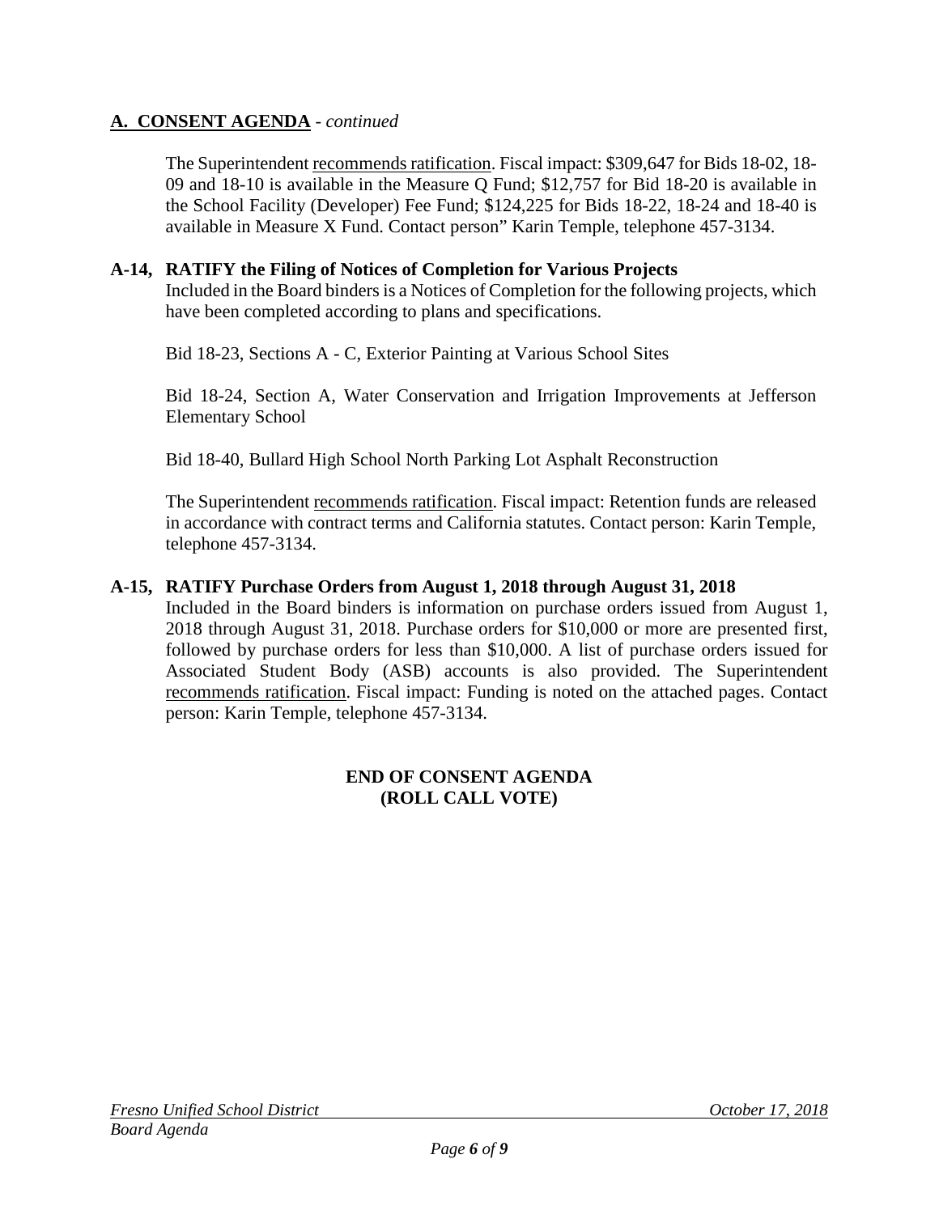## A. CONSENT AGENDA - *continued*

The Superintendent recommends ratification. Fiscal impact: $309,647 for Bids 18-02, 18-09 and 18-10 is available in the Measure Q Fund; $12,757 for Bid 18-20 is available in the School Facility (Developer) Fee Fund; $124,225 for Bids 18-22, 18-24 and 18-40 is available in Measure X Fund. Contact person" Karin Temple, telephone 457-3134.

**A-14, RATIFY the Filing of Notices of Completion for Various Projects**

Included in the Board binders is a Notices of Completion for the following projects, which have been completed according to plans and specifications.

Bid 18-23, Sections A - C, Exterior Painting at Various School Sites

Bid 18-24, Section A, Water Conservation and Irrigation Improvements at Jefferson Elementary School

Bid 18-40, Bullard High School North Parking Lot Asphalt Reconstruction

The Superintendent recommends ratification. Fiscal impact: Retention funds are released in accordance with contract terms and California statutes. Contact person: Karin Temple, telephone 457-3134.

**A-15, RATIFY Purchase Orders from August 1, 2018 through August 31, 2018**

Included in the Board binders is information on purchase orders issued from August 1, 2018 through August 31, 2018. Purchase orders for $10,000 or more are presented first, followed by purchase orders for less than $10,000. A list of purchase orders issued for Associated Student Body (ASB) accounts is also provided. The Superintendent recommends ratification. Fiscal impact: Funding is noted on the attached pages. Contact person: Karin Temple, telephone 457-3134.

**END OF CONSENT AGENDA**
**(ROLL CALL VOTE)**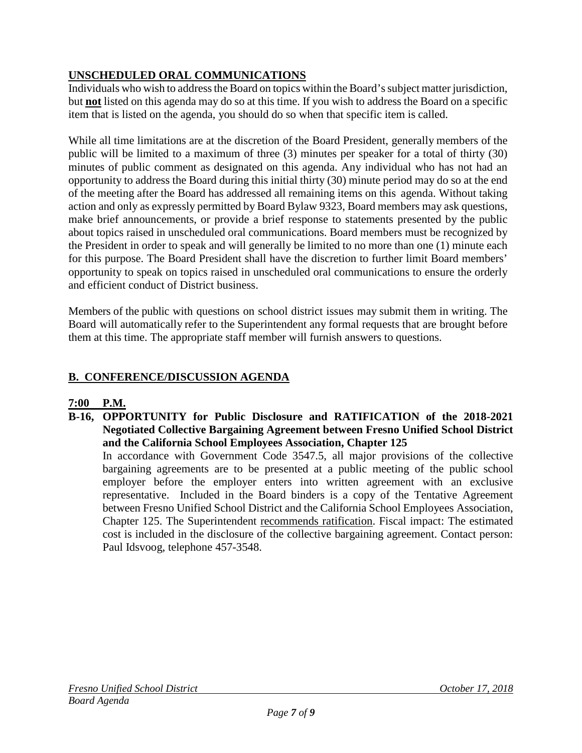## UNSCHEDULED ORAL COMMUNICATIONS

Individuals who wish to address the Board on topics within the Board's subject matter jurisdiction, but **not** listed on this agenda may do so at this time. If you wish to address the Board on a specific item that is listed on the agenda, you should do so when that specific item is called.

While all time limitations are at the discretion of the Board President, generally members of the public will be limited to a maximum of three (3) minutes per speaker for a total of thirty (30) minutes of public comment as designated on this agenda. Any individual who has not had an opportunity to address the Board during this initial thirty (30) minute period may do so at the end of the meeting after the Board has addressed all remaining items on this agenda. Without taking action and only as expressly permitted by Board Bylaw 9323, Board members may ask questions, make brief announcements, or provide a brief response to statements presented by the public about topics raised in unscheduled oral communications. Board members must be recognized by the President in order to speak and will generally be limited to no more than one (1) minute each for this purpose. The Board President shall have the discretion to further limit Board members' opportunity to speak on topics raised in unscheduled oral communications to ensure the orderly and efficient conduct of District business.

Members of the public with questions on school district issues may submit them in writing. The Board will automatically refer to the Superintendent any formal requests that are brought before them at this time. The appropriate staff member will furnish answers to questions.

## B. CONFERENCE/DISCUSSION AGENDA

### 7:00 P.M.

**B-16, OPPORTUNITY for Public Disclosure and RATIFICATION of the 2018-2021 Negotiated Collective Bargaining Agreement between Fresno Unified School District and the California School Employees Association, Chapter 125**

In accordance with Government Code 3547.5, all major provisions of the collective bargaining agreements are to be presented at a public meeting of the public school employer before the employer enters into written agreement with an exclusive representative. Included in the Board binders is a copy of the Tentative Agreement between Fresno Unified School District and the California School Employees Association, Chapter 125. The Superintendent recommends ratification. Fiscal impact: The estimated cost is included in the disclosure of the collective bargaining agreement. Contact person: Paul Idsvoog, telephone 457-3548.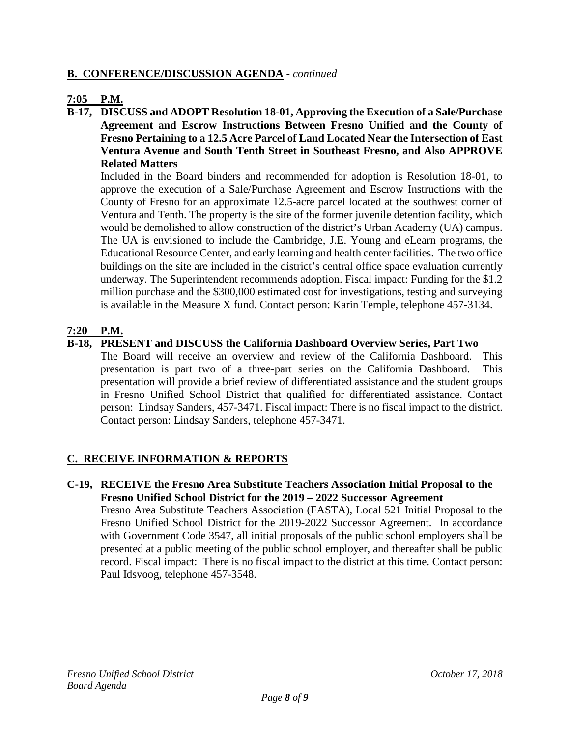## **B. CONFERENCE/DISCUSSION AGENDA** - *continued*

**7:05 P.M.**

**B-17, DISCUSS and ADOPT Resolution 18-01, Approving the Execution of a Sale/Purchase Agreement and Escrow Instructions Between Fresno Unified and the County of Fresno Pertaining to a 12.5 Acre Parcel of Land Located Near the Intersection of East Ventura Avenue and South Tenth Street in Southeast Fresno, and Also APPROVE Related Matters**

Included in the Board binders and recommended for adoption is Resolution 18-01, to approve the execution of a Sale/Purchase Agreement and Escrow Instructions with the County of Fresno for an approximate 12.5-acre parcel located at the southwest corner of Ventura and Tenth. The property is the site of the former juvenile detention facility, which would be demolished to allow construction of the district's Urban Academy (UA) campus. The UA is envisioned to include the Cambridge, J.E. Young and eLearn programs, the Educational Resource Center, and early learning and health center facilities. The two office buildings on the site are included in the district's central office space evaluation currently underway. The Superintendent recommends adoption. Fiscal impact: Funding for the $1.2 million purchase and the $300,000 estimated cost for investigations, testing and surveying is available in the Measure X fund. Contact person: Karin Temple, telephone 457-3134.

**7:20 P.M.**

**B-18, PRESENT and DISCUSS the California Dashboard Overview Series, Part Two**

The Board will receive an overview and review of the California Dashboard. This presentation is part two of a three-part series on the California Dashboard. This presentation will provide a brief review of differentiated assistance and the student groups in Fresno Unified School District that qualified for differentiated assistance. Contact person: Lindsay Sanders, 457-3471. Fiscal impact: There is no fiscal impact to the district. Contact person: Lindsay Sanders, telephone 457-3471.

## **C. RECEIVE INFORMATION & REPORTS**

**C-19, RECEIVE the Fresno Area Substitute Teachers Association Initial Proposal to the Fresno Unified School District for the 2019 – 2022 Successor Agreement**

Fresno Area Substitute Teachers Association (FASTA), Local 521 Initial Proposal to the Fresno Unified School District for the 2019-2022 Successor Agreement. In accordance with Government Code 3547, all initial proposals of the public school employers shall be presented at a public meeting of the public school employer, and thereafter shall be public record. Fiscal impact: There is no fiscal impact to the district at this time. Contact person: Paul Idsvoog, telephone 457-3548.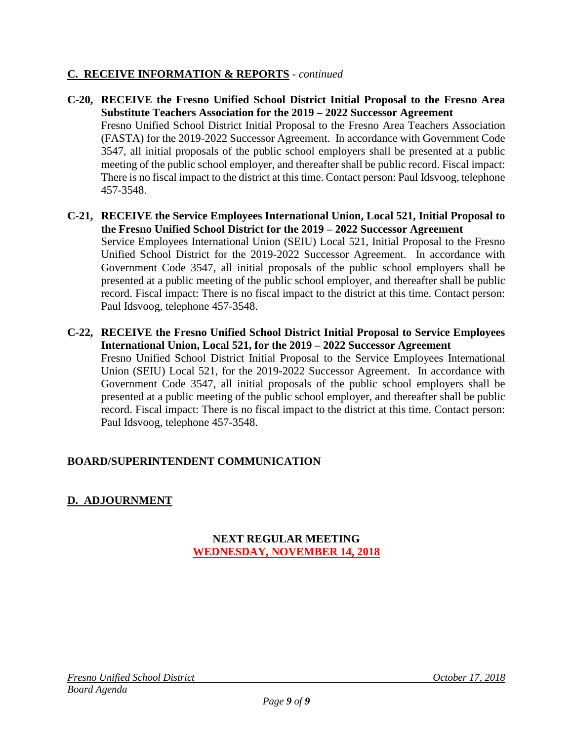## C. RECEIVE INFORMATION & REPORTS - *continued*

**C-20, RECEIVE the Fresno Unified School District Initial Proposal to the Fresno Area Substitute Teachers Association for the 2019 – 2022 Successor Agreement**

Fresno Unified School District Initial Proposal to the Fresno Area Teachers Association (FASTA) for the 2019-2022 Successor Agreement. In accordance with Government Code 3547, all initial proposals of the public school employers shall be presented at a public meeting of the public school employer, and thereafter shall be public record. Fiscal impact: There is no fiscal impact to the district at this time. Contact person: Paul Idsvoog, telephone 457-3548.

**C-21, RECEIVE the Service Employees International Union, Local 521, Initial Proposal to the Fresno Unified School District for the 2019 – 2022 Successor Agreement**

Service Employees International Union (SEIU) Local 521, Initial Proposal to the Fresno Unified School District for the 2019-2022 Successor Agreement. In accordance with Government Code 3547, all initial proposals of the public school employers shall be presented at a public meeting of the public school employer, and thereafter shall be public record. Fiscal impact: There is no fiscal impact to the district at this time. Contact person: Paul Idsvoog, telephone 457-3548.

**C-22, RECEIVE the Fresno Unified School District Initial Proposal to Service Employees International Union, Local 521, for the 2019 – 2022 Successor Agreement**

Fresno Unified School District Initial Proposal to the Service Employees International Union (SEIU) Local 521, for the 2019-2022 Successor Agreement. In accordance with Government Code 3547, all initial proposals of the public school employers shall be presented at a public meeting of the public school employer, and thereafter shall be public record. Fiscal impact: There is no fiscal impact to the district at this time. Contact person: Paul Idsvoog, telephone 457-3548.

## BOARD/SUPERINTENDENT COMMUNICATION

## D. ADJOURNMENT

**NEXT REGULAR MEETING**

**WEDNESDAY, NOVEMBER 14, 2018**